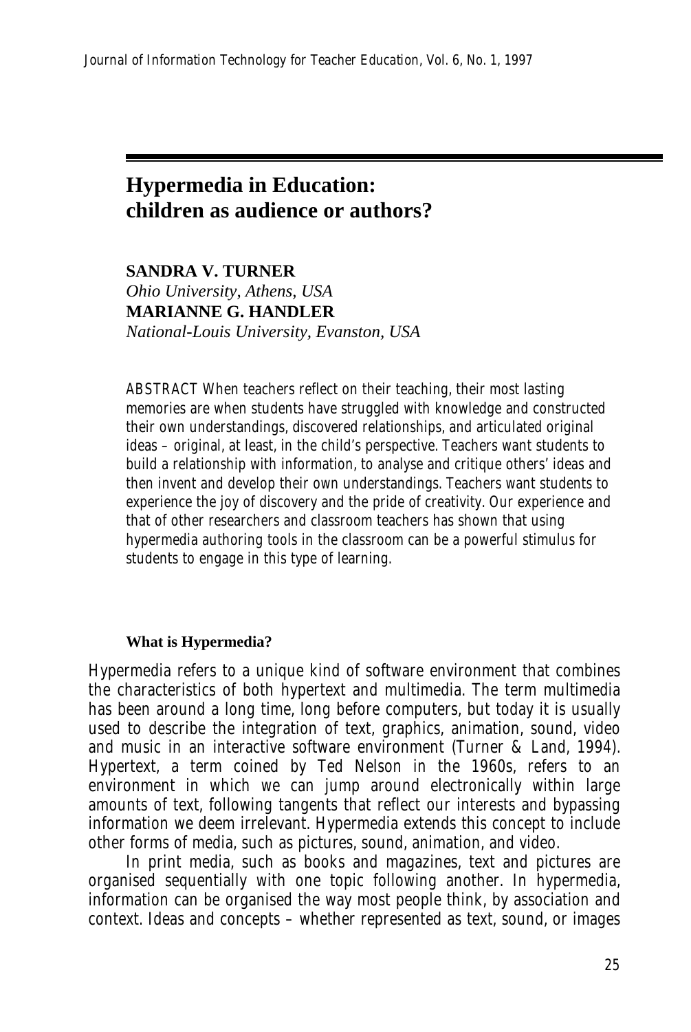# Hypermedia in Education: children as audience or authors?

**SANDRA V. TURNER**
*Ohio University, Athens, USA*
**MARIANNE G. HANDLER**
*National-Louis University, Evanston, USA*

ABSTRACT When teachers reflect on their teaching, their most lasting memories are when students have struggled with knowledge and constructed their own understandings, discovered relationships, and articulated original ideas – original, at least, in the child's perspective. Teachers want students to build a relationship with information, to analyse and critique others' ideas and then invent and develop their own understandings. Teachers want students to experience the joy of discovery and the pride of creativity. Our experience and that of other researchers and classroom teachers has shown that using hypermedia authoring tools in the classroom can be a powerful stimulus for students to engage in this type of learning.

## What is Hypermedia?

Hypermedia refers to a unique kind of software environment that combines the characteristics of both hypertext and multimedia. The term multimedia has been around a long time, long before computers, but today it is usually used to describe the integration of text, graphics, animation, sound, video and music in an interactive software environment (Turner & Land, 1994). Hypertext, a term coined by Ted Nelson in the 1960s, refers to an environment in which we can jump around electronically within large amounts of text, following tangents that reflect our interests and bypassing information we deem irrelevant. Hypermedia extends this concept to include other forms of media, such as pictures, sound, animation, and video.

In print media, such as books and magazines, text and pictures are organised sequentially with one topic following another. In hypermedia, information can be organised the way most people think, by association and context. Ideas and concepts – whether represented as text, sound, or images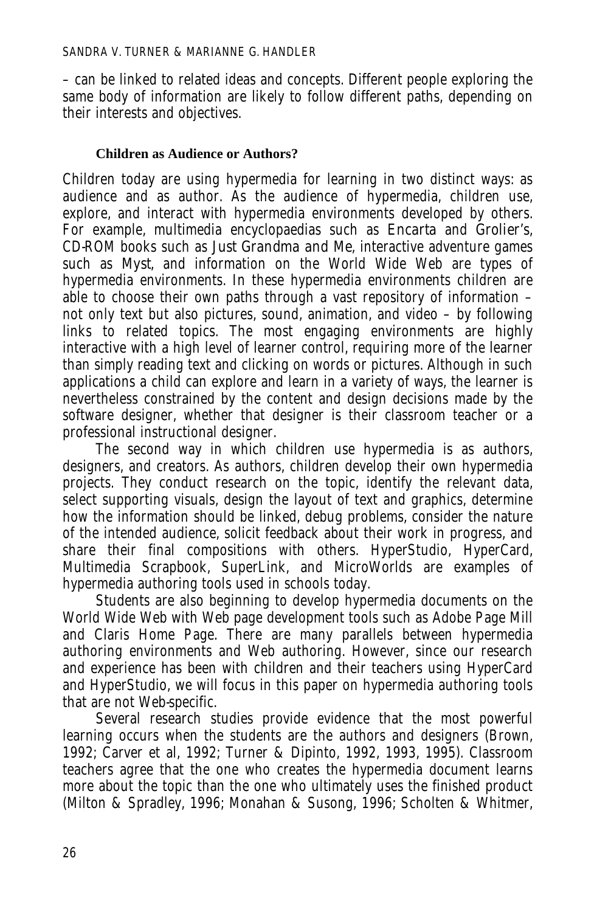– can be linked to related ideas and concepts. Different people exploring the same body of information are likely to follow different paths, depending on their interests and objectives.

### Children as Audience or Authors?

Children today are using hypermedia for learning in two distinct ways: as audience and as author. As the audience of hypermedia, children use, explore, and interact with hypermedia environments developed by others. For example, multimedia encyclopaedias such as Encarta and Grolier's, CD-ROM books such as Just Grandma and Me, interactive adventure games such as Myst, and information on the World Wide Web are types of hypermedia environments. In these hypermedia environments children are able to choose their own paths through a vast repository of information – not only text but also pictures, sound, animation, and video – by following links to related topics. The most engaging environments are highly interactive with a high level of learner control, requiring more of the learner than simply reading text and clicking on words or pictures. Although in such applications a child can explore and learn in a variety of ways, the learner is nevertheless constrained by the content and design decisions made by the software designer, whether that designer is their classroom teacher or a professional instructional designer.

The second way in which children use hypermedia is as authors, designers, and creators. As authors, children develop their own hypermedia projects. They conduct research on the topic, identify the relevant data, select supporting visuals, design the layout of text and graphics, determine how the information should be linked, debug problems, consider the nature of the intended audience, solicit feedback about their work in progress, and share their final compositions with others. HyperStudio, HyperCard, Multimedia Scrapbook, SuperLink, and MicroWorlds are examples of hypermedia authoring tools used in schools today.

Students are also beginning to develop hypermedia documents on the World Wide Web with Web page development tools such as Adobe Page Mill and Claris Home Page. There are many parallels between hypermedia authoring environments and Web authoring. However, since our research and experience has been with children and their teachers using HyperCard and HyperStudio, we will focus in this paper on hypermedia authoring tools that are not Web-specific.

Several research studies provide evidence that the most powerful learning occurs when the students are the authors and designers (Brown, 1992; Carver et al, 1992; Turner & Dipinto, 1992, 1993, 1995). Classroom teachers agree that the one who creates the hypermedia document learns more about the topic than the one who ultimately uses the finished product (Milton & Spradley, 1996; Monahan & Susong, 1996; Scholten & Whitmer,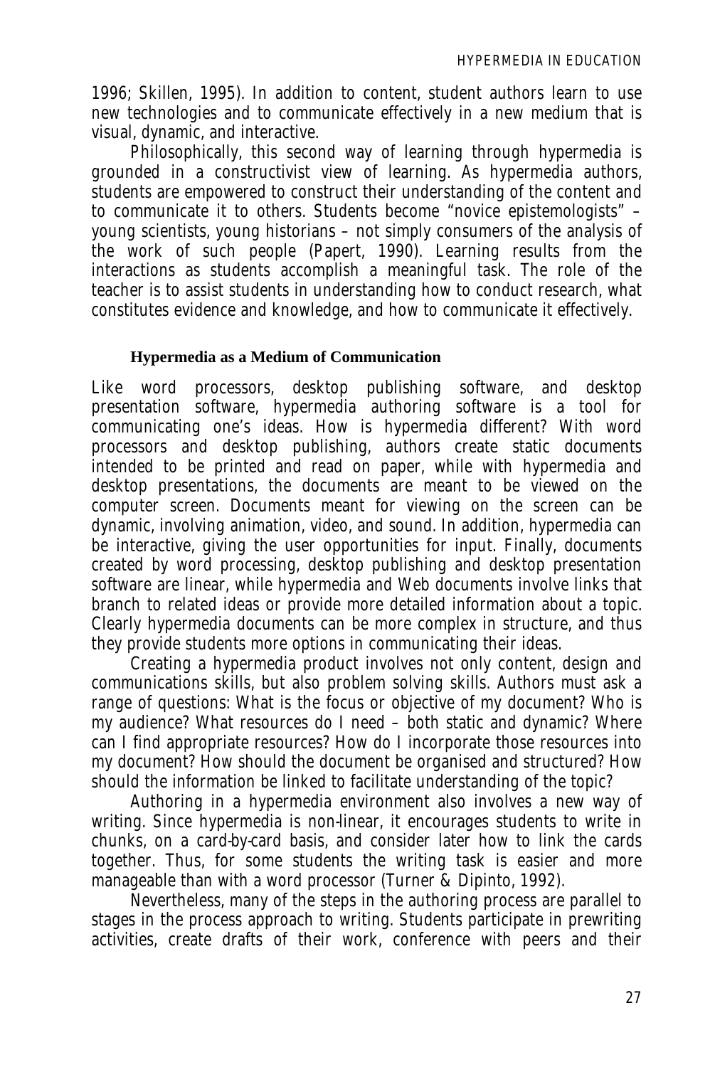1996; Skillen, 1995). In addition to content, student authors learn to use new technologies and to communicate effectively in a new medium that is visual, dynamic, and interactive.

Philosophically, this second way of learning through hypermedia is grounded in a constructivist view of learning. As hypermedia authors, students are empowered to construct their understanding of the content and to communicate it to others. Students become "novice epistemologists" – young scientists, young historians – not simply consumers of the analysis of the work of such people (Papert, 1990). Learning results from the interactions as students accomplish a meaningful task. The role of the teacher is to assist students in understanding how to conduct research, what constitutes evidence and knowledge, and how to communicate it effectively.

### Hypermedia as a Medium of Communication

Like word processors, desktop publishing software, and desktop presentation software, hypermedia authoring software is a tool for communicating one's ideas. How is hypermedia different? With word processors and desktop publishing, authors create static documents intended to be printed and read on paper, while with hypermedia and desktop presentations, the documents are meant to be viewed on the computer screen. Documents meant for viewing on the screen can be dynamic, involving animation, video, and sound. In addition, hypermedia can be interactive, giving the user opportunities for input. Finally, documents created by word processing, desktop publishing and desktop presentation software are linear, while hypermedia and Web documents involve links that branch to related ideas or provide more detailed information about a topic. Clearly hypermedia documents can be more complex in structure, and thus they provide students more options in communicating their ideas.

Creating a hypermedia product involves not only content, design and communications skills, but also problem solving skills. Authors must ask a range of questions: What is the focus or objective of my document? Who is my audience? What resources do I need – both static and dynamic? Where can I find appropriate resources? How do I incorporate those resources into my document? How should the document be organised and structured? How should the information be linked to facilitate understanding of the topic?

Authoring in a hypermedia environment also involves a new way of writing. Since hypermedia is non-linear, it encourages students to write in chunks, on a card-by-card basis, and consider later how to link the cards together. Thus, for some students the writing task is easier and more manageable than with a word processor (Turner & Dipinto, 1992).

Nevertheless, many of the steps in the authoring process are parallel to stages in the process approach to writing. Students participate in prewriting activities, create drafts of their work, conference with peers and their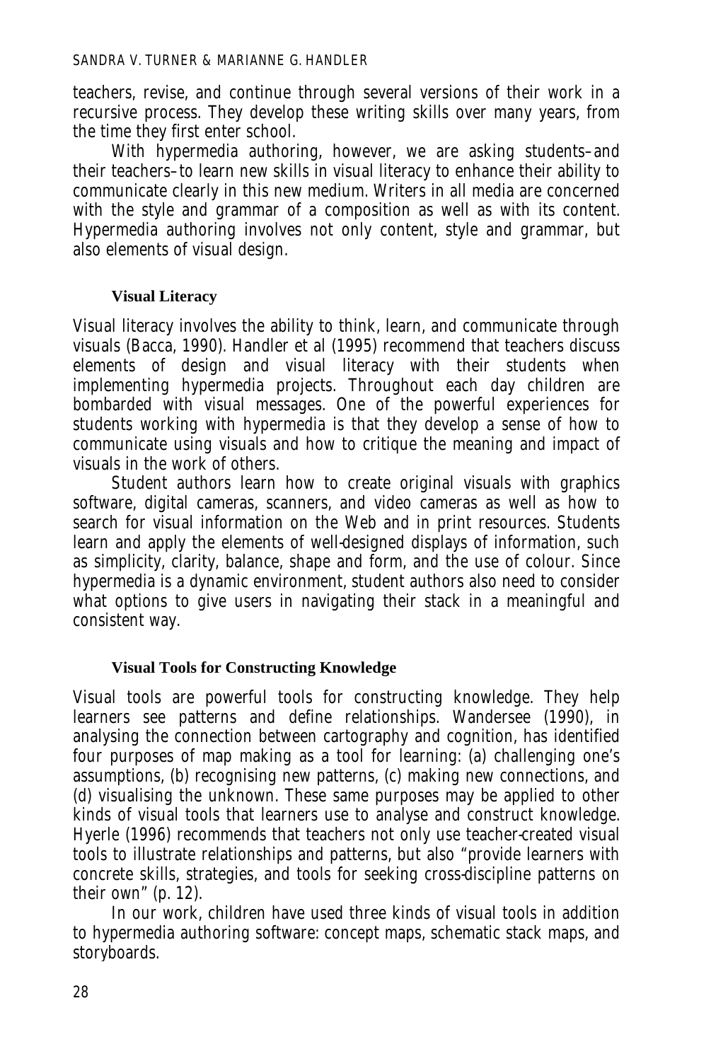teachers, revise, and continue through several versions of their work in a recursive process. They develop these writing skills over many years, from the time they first enter school.

With hypermedia authoring, however, we are asking students–and their teachers–to learn new skills in visual literacy to enhance their ability to communicate clearly in this new medium. Writers in all media are concerned with the style and grammar of a composition as well as with its content. Hypermedia authoring involves not only content, style and grammar, but also elements of visual design.

## Visual Literacy

Visual literacy involves the ability to think, learn, and communicate through visuals (Bacca, 1990). Handler et al (1995) recommend that teachers discuss elements of design and visual literacy with their students when implementing hypermedia projects. Throughout each day children are bombarded with visual messages. One of the powerful experiences for students working with hypermedia is that they develop a sense of how to communicate using visuals and how to critique the meaning and impact of visuals in the work of others.

Student authors learn how to create original visuals with graphics software, digital cameras, scanners, and video cameras as well as how to search for visual information on the Web and in print resources. Students learn and apply the elements of well-designed displays of information, such as simplicity, clarity, balance, shape and form, and the use of colour. Since hypermedia is a dynamic environment, student authors also need to consider what options to give users in navigating their stack in a meaningful and consistent way.

## Visual Tools for Constructing Knowledge

Visual tools are powerful tools for constructing knowledge. They help learners see patterns and define relationships. Wandersee (1990), in analysing the connection between cartography and cognition, has identified four purposes of map making as a tool for learning: (a) challenging one's assumptions, (b) recognising new patterns, (c) making new connections, and (d) visualising the unknown. These same purposes may be applied to other kinds of visual tools that learners use to analyse and construct knowledge. Hyerle (1996) recommends that teachers not only use teacher-created visual tools to illustrate relationships and patterns, but also "provide learners with concrete skills, strategies, and tools for seeking cross-discipline patterns on their own" (p. 12).

In our work, children have used three kinds of visual tools in addition to hypermedia authoring software: concept maps, schematic stack maps, and storyboards.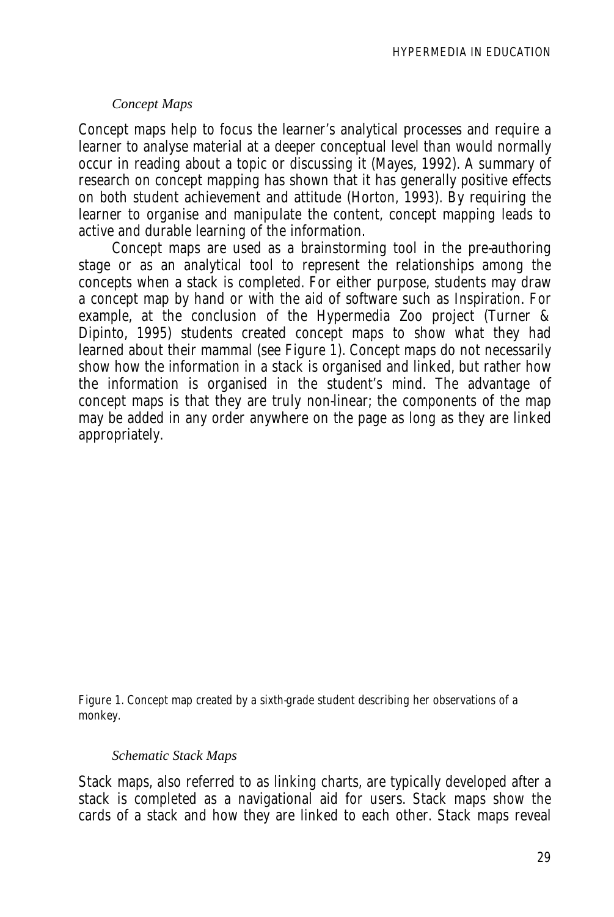### *Concept Maps*

Concept maps help to focus the learner's analytical processes and require a learner to analyse material at a deeper conceptual level than would normally occur in reading about a topic or discussing it (Mayes, 1992). A summary of research on concept mapping has shown that it has generally positive effects on both student achievement and attitude (Horton, 1993). By requiring the learner to organise and manipulate the content, concept mapping leads to active and durable learning of the information.

Concept maps are used as a brainstorming tool in the pre-authoring stage or as an analytical tool to represent the relationships among the concepts when a stack is completed. For either purpose, students may draw a concept map by hand or with the aid of software such as Inspiration. For example, at the conclusion of the Hypermedia Zoo project (Turner & Dipinto, 1995) students created concept maps to show what they had learned about their mammal (see Figure 1). Concept maps do not necessarily show how the information in a stack is organised and linked, but rather how the information is organised in the student's mind. The advantage of concept maps is that they are truly non-linear; the components of the map may be added in any order anywhere on the page as long as they are linked appropriately.

Figure 1. Concept map created by a sixth-grade student describing her observations of a monkey.

### *Schematic Stack Maps*

Stack maps, also referred to as linking charts, are typically developed after a stack is completed as a navigational aid for users. Stack maps show the cards of a stack and how they are linked to each other. Stack maps reveal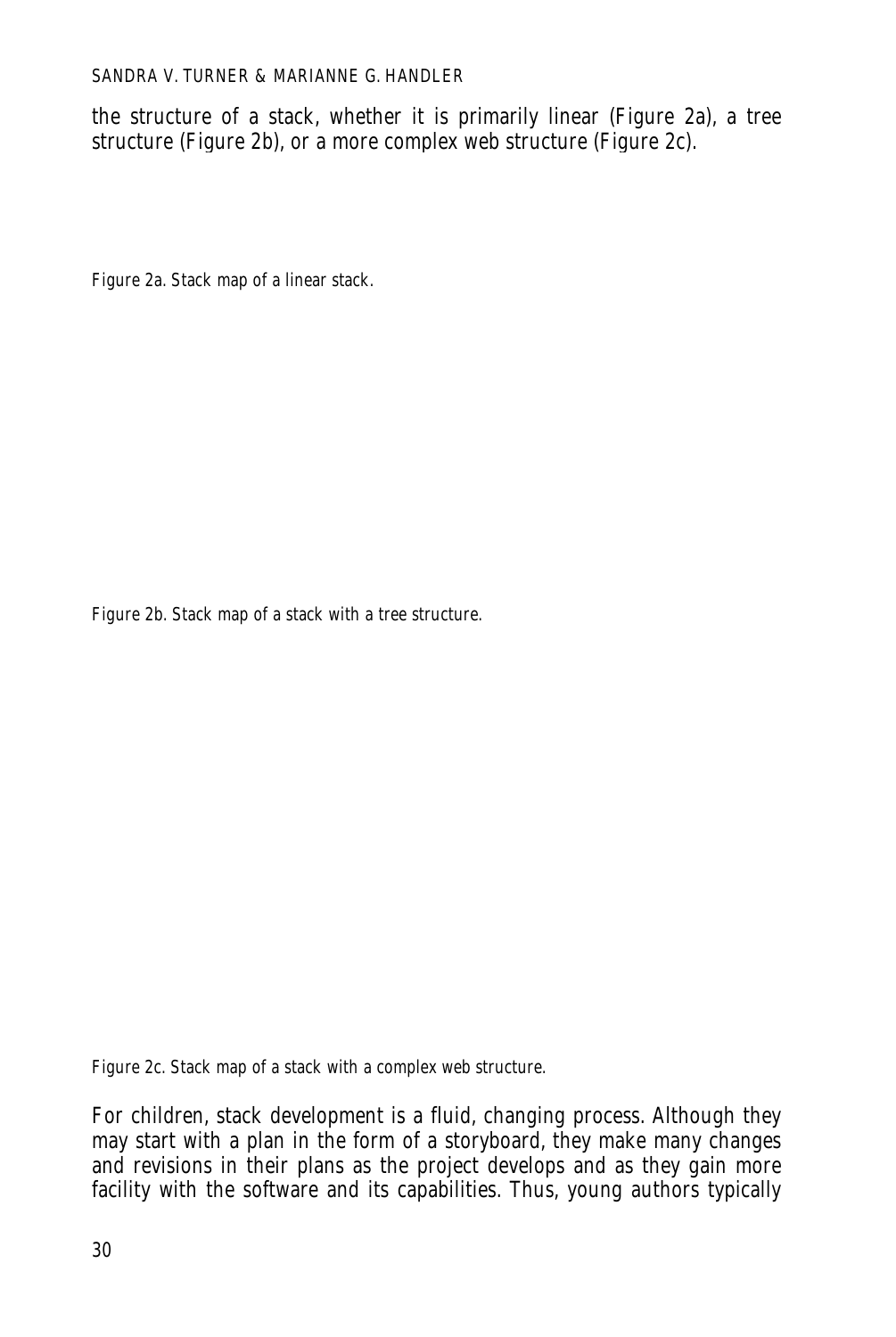the structure of a stack, whether it is primarily linear (Figure 2a), a tree structure (Figure 2b), or a more complex web structure (Figure 2c).

*Figure 2a. Stack map of a linear stack.*

*Figure 2b. Stack map of a stack with a tree structure.*

*Figure 2c. Stack map of a stack with a complex web structure.*

For children, stack development is a fluid, changing process. Although they may start with a plan in the form of a storyboard, they make many changes and revisions in their plans as the project develops and as they gain more facility with the software and its capabilities. Thus, young authors typically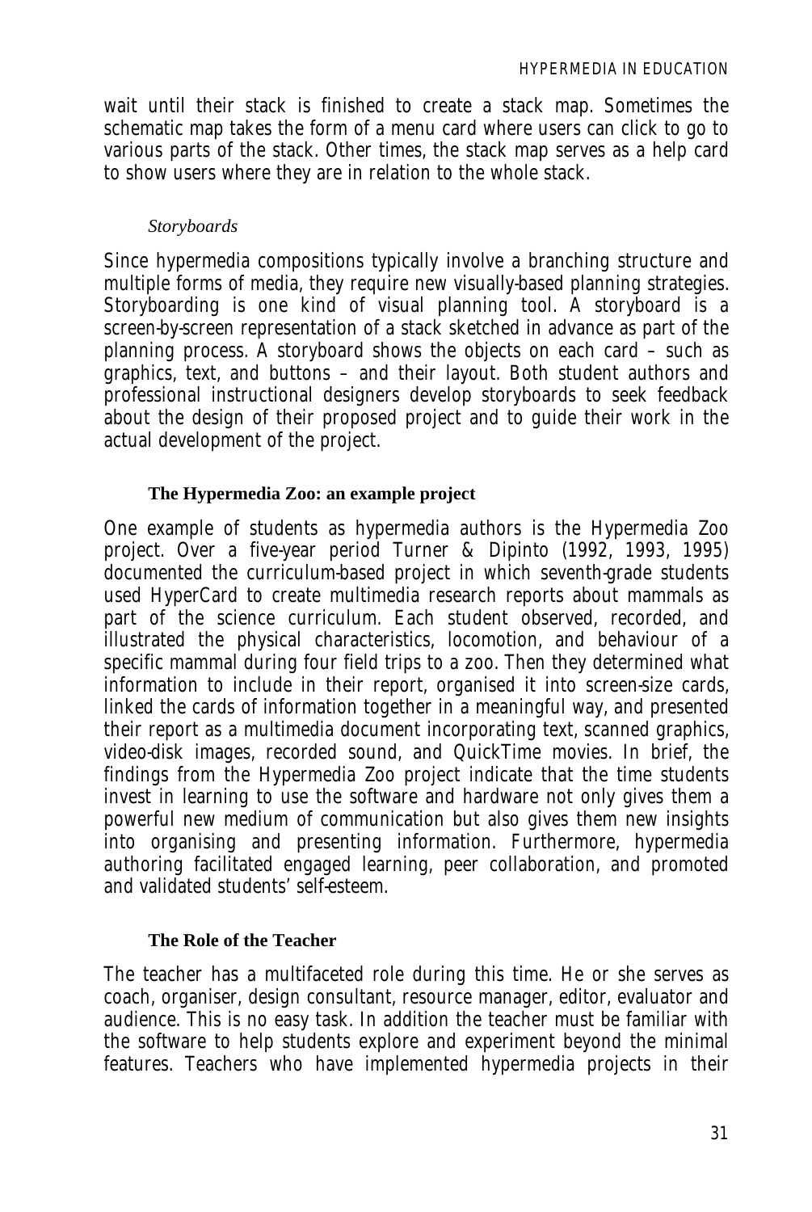wait until their stack is finished to create a stack map. Sometimes the schematic map takes the form of a menu card where users can click to go to various parts of the stack. Other times, the stack map serves as a help card to show users where they are in relation to the whole stack.

*Storyboards*

Since hypermedia compositions typically involve a branching structure and multiple forms of media, they require new visually-based planning strategies. Storyboarding is one kind of visual planning tool. A storyboard is a screen-by-screen representation of a stack sketched in advance as part of the planning process. A storyboard shows the objects on each card – such as graphics, text, and buttons – and their layout. Both student authors and professional instructional designers develop storyboards to seek feedback about the design of their proposed project and to guide their work in the actual development of the project.

### The Hypermedia Zoo: an example project

One example of students as hypermedia authors is the Hypermedia Zoo project. Over a five-year period Turner & Dipinto (1992, 1993, 1995) documented the curriculum-based project in which seventh-grade students used HyperCard to create multimedia research reports about mammals as part of the science curriculum. Each student observed, recorded, and illustrated the physical characteristics, locomotion, and behaviour of a specific mammal during four field trips to a zoo. Then they determined what information to include in their report, organised it into screen-size cards, linked the cards of information together in a meaningful way, and presented their report as a multimedia document incorporating text, scanned graphics, video-disk images, recorded sound, and QuickTime movies. In brief, the findings from the Hypermedia Zoo project indicate that the time students invest in learning to use the software and hardware not only gives them a powerful new medium of communication but also gives them new insights into organising and presenting information. Furthermore, hypermedia authoring facilitated engaged learning, peer collaboration, and promoted and validated students' self-esteem.

### The Role of the Teacher

The teacher has a multifaceted role during this time. He or she serves as coach, organiser, design consultant, resource manager, editor, evaluator and audience. This is no easy task. In addition the teacher must be familiar with the software to help students explore and experiment beyond the minimal features. Teachers who have implemented hypermedia projects in their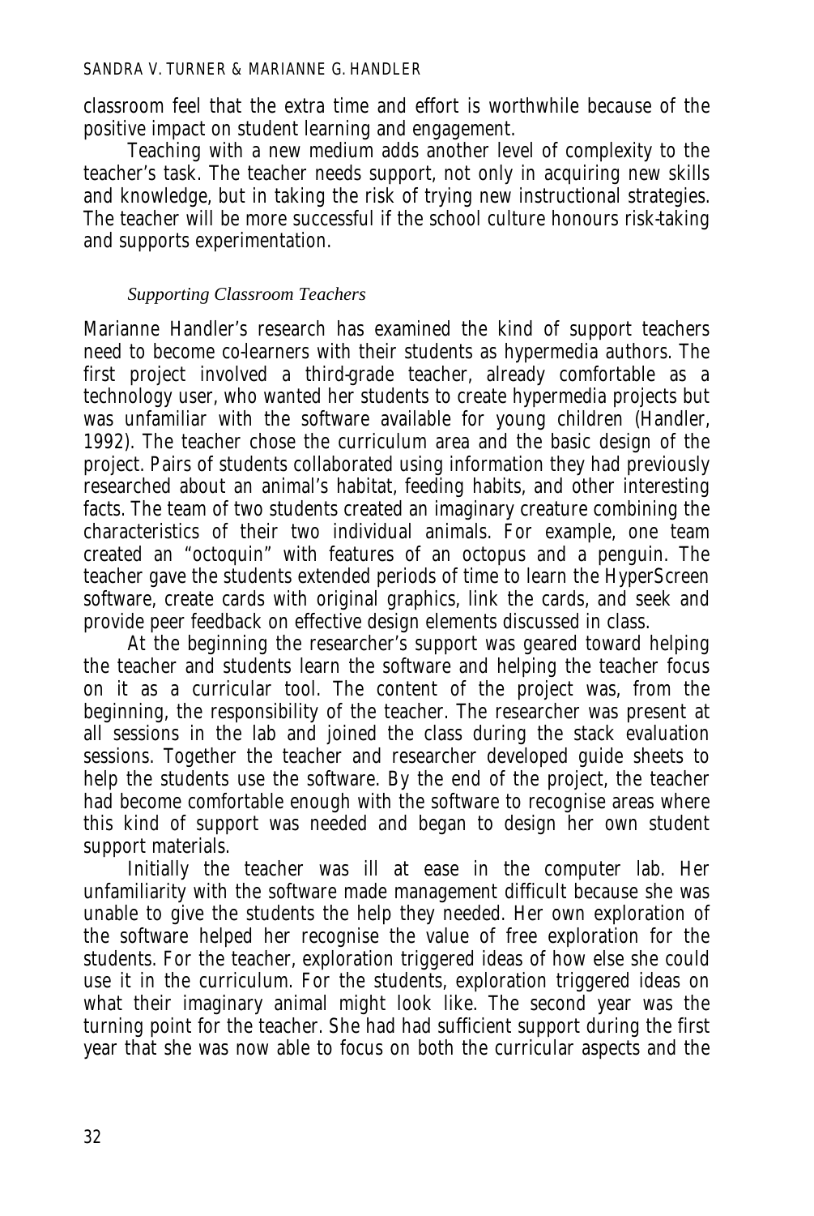classroom feel that the extra time and effort is worthwhile because of the positive impact on student learning and engagement.

Teaching with a new medium adds another level of complexity to the teacher's task. The teacher needs support, not only in acquiring new skills and knowledge, but in taking the risk of trying new instructional strategies. The teacher will be more successful if the school culture honours risk-taking and supports experimentation.

### *Supporting Classroom Teachers*

Marianne Handler's research has examined the kind of support teachers need to become co-learners with their students as hypermedia authors. The first project involved a third-grade teacher, already comfortable as a technology user, who wanted her students to create hypermedia projects but was unfamiliar with the software available for young children (Handler, 1992). The teacher chose the curriculum area and the basic design of the project. Pairs of students collaborated using information they had previously researched about an animal's habitat, feeding habits, and other interesting facts. The team of two students created an imaginary creature combining the characteristics of their two individual animals. For example, one team created an "octoquin" with features of an octopus and a penguin. The teacher gave the students extended periods of time to learn the HyperScreen software, create cards with original graphics, link the cards, and seek and provide peer feedback on effective design elements discussed in class.

At the beginning the researcher's support was geared toward helping the teacher and students learn the software and helping the teacher focus on it as a curricular tool. The content of the project was, from the beginning, the responsibility of the teacher. The researcher was present at all sessions in the lab and joined the class during the stack evaluation sessions. Together the teacher and researcher developed guide sheets to help the students use the software. By the end of the project, the teacher had become comfortable enough with the software to recognise areas where this kind of support was needed and began to design her own student support materials.

Initially the teacher was ill at ease in the computer lab. Her unfamiliarity with the software made management difficult because she was unable to give the students the help they needed. Her own exploration of the software helped her recognise the value of free exploration for the students. For the teacher, exploration triggered ideas of how else she could use it in the curriculum. For the students, exploration triggered ideas on what their imaginary animal might look like. The second year was the turning point for the teacher. She had had sufficient support during the first year that she was now able to focus on both the curricular aspects and the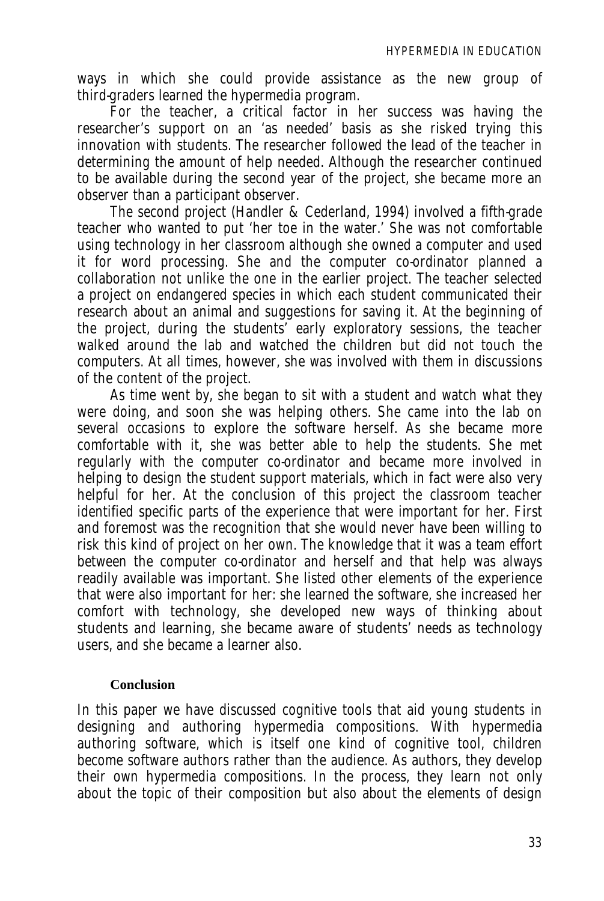ways in which she could provide assistance as the new group of third-graders learned the hypermedia program.

For the teacher, a critical factor in her success was having the researcher's support on an 'as needed' basis as she risked trying this innovation with students. The researcher followed the lead of the teacher in determining the amount of help needed. Although the researcher continued to be available during the second year of the project, she became more an observer than a participant observer.

The second project (Handler & Cederland, 1994) involved a fifth-grade teacher who wanted to put 'her toe in the water.' She was not comfortable using technology in her classroom although she owned a computer and used it for word processing. She and the computer co-ordinator planned a collaboration not unlike the one in the earlier project. The teacher selected a project on endangered species in which each student communicated their research about an animal and suggestions for saving it. At the beginning of the project, during the students' early exploratory sessions, the teacher walked around the lab and watched the children but did not touch the computers. At all times, however, she was involved with them in discussions of the content of the project.

As time went by, she began to sit with a student and watch what they were doing, and soon she was helping others. She came into the lab on several occasions to explore the software herself. As she became more comfortable with it, she was better able to help the students. She met regularly with the computer co-ordinator and became more involved in helping to design the student support materials, which in fact were also very helpful for her. At the conclusion of this project the classroom teacher identified specific parts of the experience that were important for her. First and foremost was the recognition that she would never have been willing to risk this kind of project on her own. The knowledge that it was a team effort between the computer co-ordinator and herself and that help was always readily available was important. She listed other elements of the experience that were also important for her: she learned the software, she increased her comfort with technology, she developed new ways of thinking about students and learning, she became aware of students' needs as technology users, and she became a learner also.

## Conclusion

In this paper we have discussed cognitive tools that aid young students in designing and authoring hypermedia compositions. With hypermedia authoring software, which is itself one kind of cognitive tool, children become software authors rather than the audience. As authors, they develop their own hypermedia compositions. In the process, they learn not only about the topic of their composition but also about the elements of design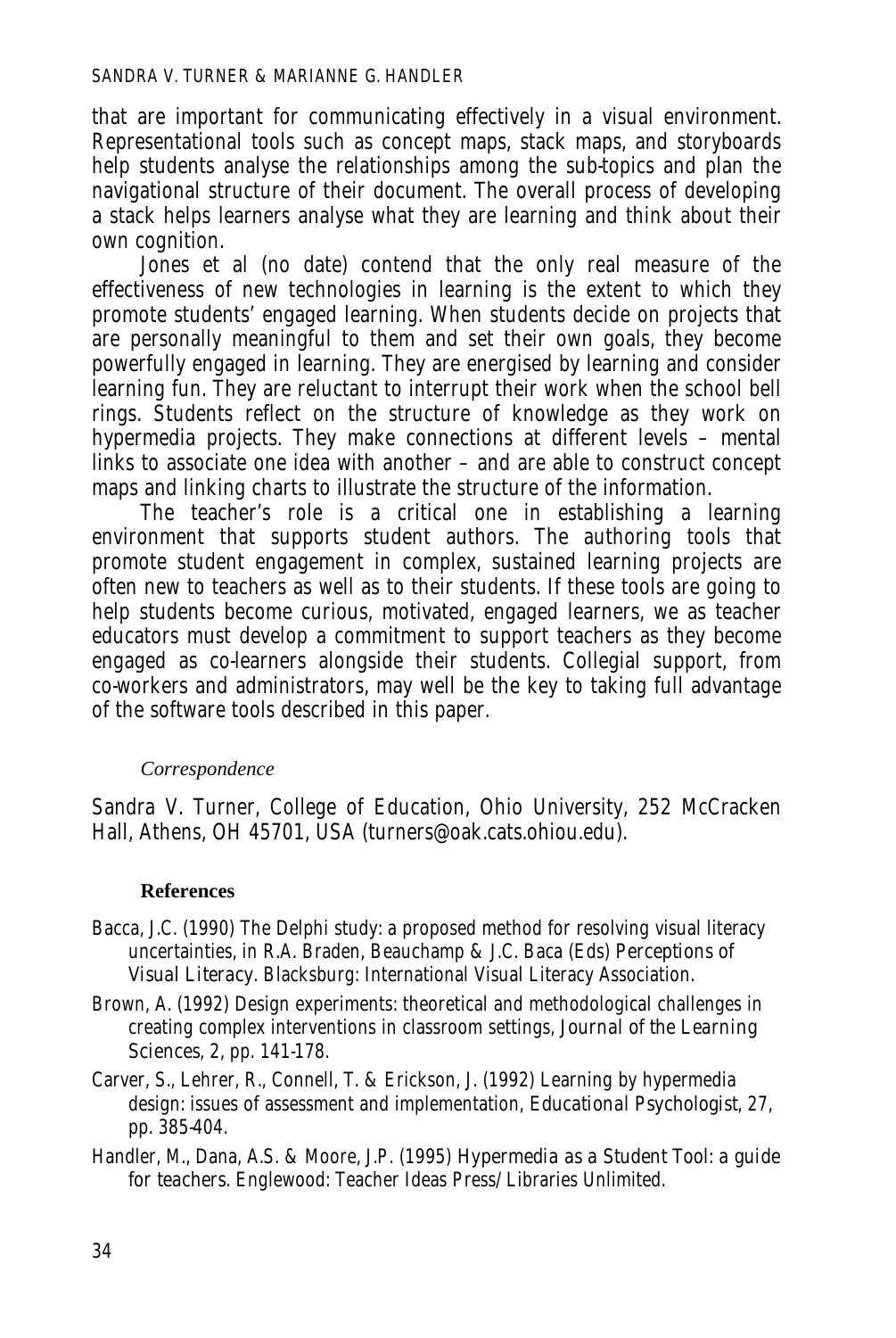that are important for communicating effectively in a visual environment. Representational tools such as concept maps, stack maps, and storyboards help students analyse the relationships among the sub-topics and plan the navigational structure of their document. The overall process of developing a stack helps learners analyse what they are learning and think about their own cognition.

Jones et al (no date) contend that the only real measure of the effectiveness of new technologies in learning is the extent to which they promote students' engaged learning. When students decide on projects that are personally meaningful to them and set their own goals, they become powerfully engaged in learning. They are energised by learning and consider learning fun. They are reluctant to interrupt their work when the school bell rings. Students reflect on the structure of knowledge as they work on hypermedia projects. They make connections at different levels – mental links to associate one idea with another – and are able to construct concept maps and linking charts to illustrate the structure of the information.

The teacher's role is a critical one in establishing a learning environment that supports student authors. The authoring tools that promote student engagement in complex, sustained learning projects are often new to teachers as well as to their students. If these tools are going to help students become curious, motivated, engaged learners, we as teacher educators must develop a commitment to support teachers as they become engaged as co-learners alongside their students. Collegial support, from co-workers and administrators, may well be the key to taking full advantage of the software tools described in this paper.

*Correspondence*

Sandra V. Turner, College of Education, Ohio University, 252 McCracken Hall, Athens, OH 45701, USA (turners@oak.cats.ohiou.edu).

## References

Bacca, J.C. (1990) The Delphi study: a proposed method for resolving visual literacy uncertainties, in R.A. Braden, Beauchamp & J.C. Baca (Eds) *Perceptions of Visual Literacy*. Blacksburg: International Visual Literacy Association.

Brown, A. (1992) Design experiments: theoretical and methodological challenges in creating complex interventions in classroom settings, *Journal of the Learning Sciences*, 2, pp. 141-178.

Carver, S., Lehrer, R., Connell, T. & Erickson, J. (1992) Learning by hypermedia design: issues of assessment and implementation, *Educational Psychologist*, 27, pp. 385-404.

Handler, M., Dana, A.S. & Moore, J.P. (1995) *Hypermedia as a Student Tool: a guide for teachers*. Englewood: Teacher Ideas Press/Libraries Unlimited.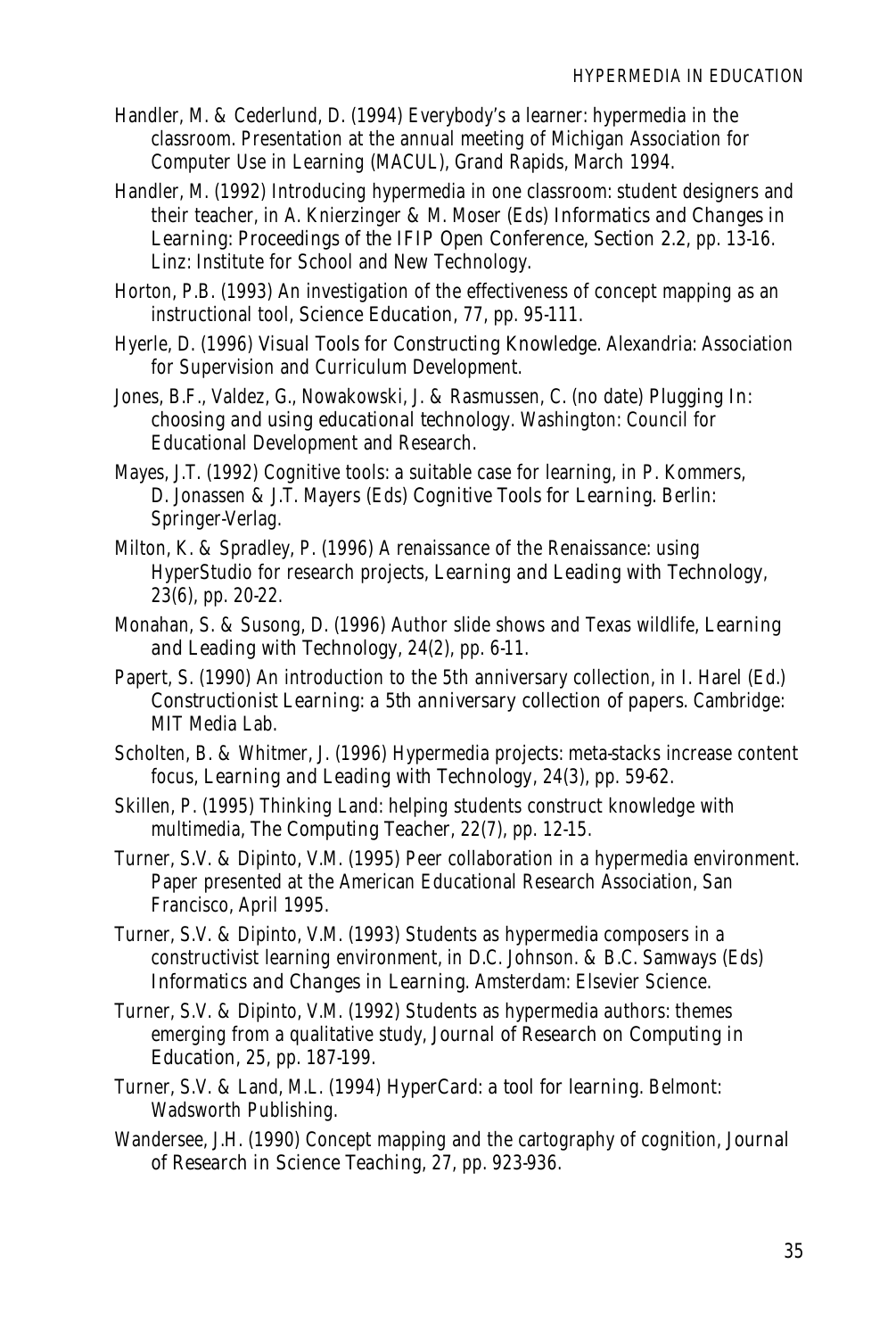Handler, M. & Cederlund, D. (1994) Everybody's a learner: hypermedia in the classroom. Presentation at the annual meeting of Michigan Association for Computer Use in Learning (MACUL), Grand Rapids, March 1994.

Handler, M. (1992) Introducing hypermedia in one classroom: student designers and their teacher, in A. Knierzinger & M. Moser (Eds) *Informatics and Changes in Learning: Proceedings of the IFIP Open Conference*, Section 2.2, pp. 13-16. Linz: Institute for School and New Technology.

Horton, P.B. (1993) An investigation of the effectiveness of concept mapping as an instructional tool, *Science Education*, 77, pp. 95-111.

Hyerle, D. (1996) *Visual Tools for Constructing Knowledge*. Alexandria: Association for Supervision and Curriculum Development.

Jones, B.F., Valdez, G., Nowakowski, J. & Rasmussen, C. (no date) *Plugging In: choosing and using educational technology*. Washington: Council for Educational Development and Research.

Mayes, J.T. (1992) Cognitive tools: a suitable case for learning, in P. Kommers, D. Jonassen & J.T. Mayers (Eds) *Cognitive Tools for Learning*. Berlin: Springer-Verlag.

Milton, K. & Spradley, P. (1996) A renaissance of the Renaissance: using HyperStudio for research projects, *Learning and Leading with Technology*, 23(6), pp. 20-22.

Monahan, S. & Susong, D. (1996) Author slide shows and Texas wildlife, *Learning and Leading with Technology*, 24(2), pp. 6-11.

Papert, S. (1990) An introduction to the 5th anniversary collection, in I. Harel (Ed.) *Constructionist Learning: a 5th anniversary collection of papers*. Cambridge: MIT Media Lab.

Scholten, B. & Whitmer, J. (1996) Hypermedia projects: meta-stacks increase content focus, *Learning and Leading with Technology*, 24(3), pp. 59-62.

Skillen, P. (1995) Thinking Land: helping students construct knowledge with multimedia, *The Computing Teacher*, 22(7), pp. 12-15.

Turner, S.V. & Dipinto, V.M. (1995) Peer collaboration in a hypermedia environment. Paper presented at the American Educational Research Association, San Francisco, April 1995.

Turner, S.V. & Dipinto, V.M. (1993) Students as hypermedia composers in a constructivist learning environment, in D.C. Johnson. & B.C. Samways (Eds) *Informatics and Changes in Learning*. Amsterdam: Elsevier Science.

Turner, S.V. & Dipinto, V.M. (1992) Students as hypermedia authors: themes emerging from a qualitative study, *Journal of Research on Computing in Education*, 25, pp. 187-199.

Turner, S.V. & Land, M.L. (1994) *HyperCard: a tool for learning*. Belmont: Wadsworth Publishing.

Wandersee, J.H. (1990) Concept mapping and the cartography of cognition, *Journal of Research in Science Teaching*, 27, pp. 923-936.